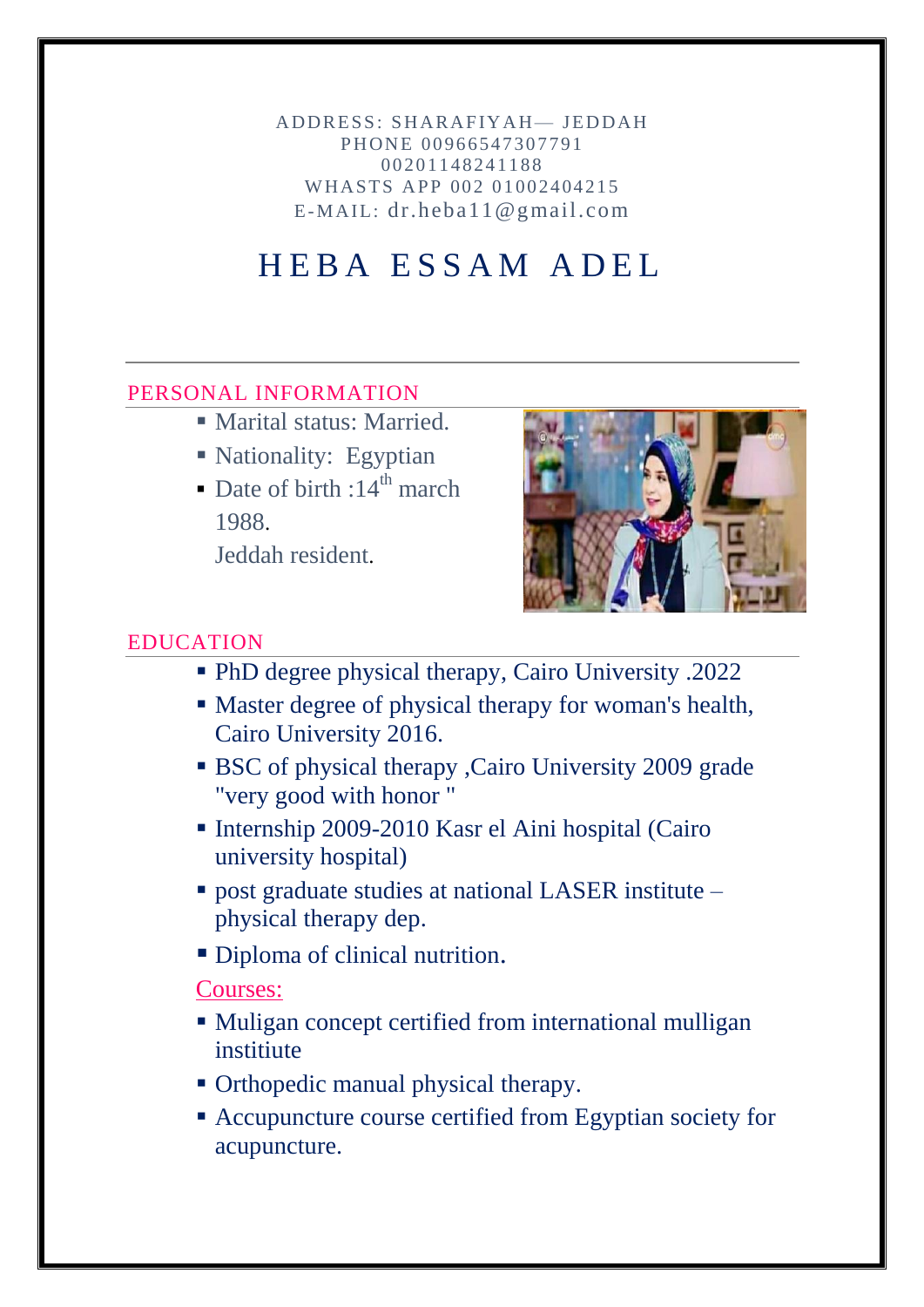ADDRESS: SHARAFIYAH— JEDDAH
PHONE 00966547307791
00201148241188
WHASTS APP 002 01002404215
E-MAIL: dr.heba11@gmail.com

# HEBA ESSAM ADEL

## PERSONAL INFORMATION

- Marital status: Married.
- Nationality: Egyptian
- Date of birth :14th march 1988.

  Jeddah resident.

## EDUCATION

- PhD degree physical therapy, Cairo University .2022
- Master degree of physical therapy for woman's health, Cairo University 2016.
- BSC of physical therapy ,Cairo University 2009 grade "very good with honor "
- Internship 2009-2010 Kasr el Aini hospital (Cairo university hospital)
- post graduate studies at national LASER institute – physical therapy dep.
- Diploma of clinical nutrition.

### Courses:

- Muligan concept certified from international mulligan instiitute
- Orthopedic manual physical therapy.
- Accupuncture course certified from Egyptian society for acupuncture.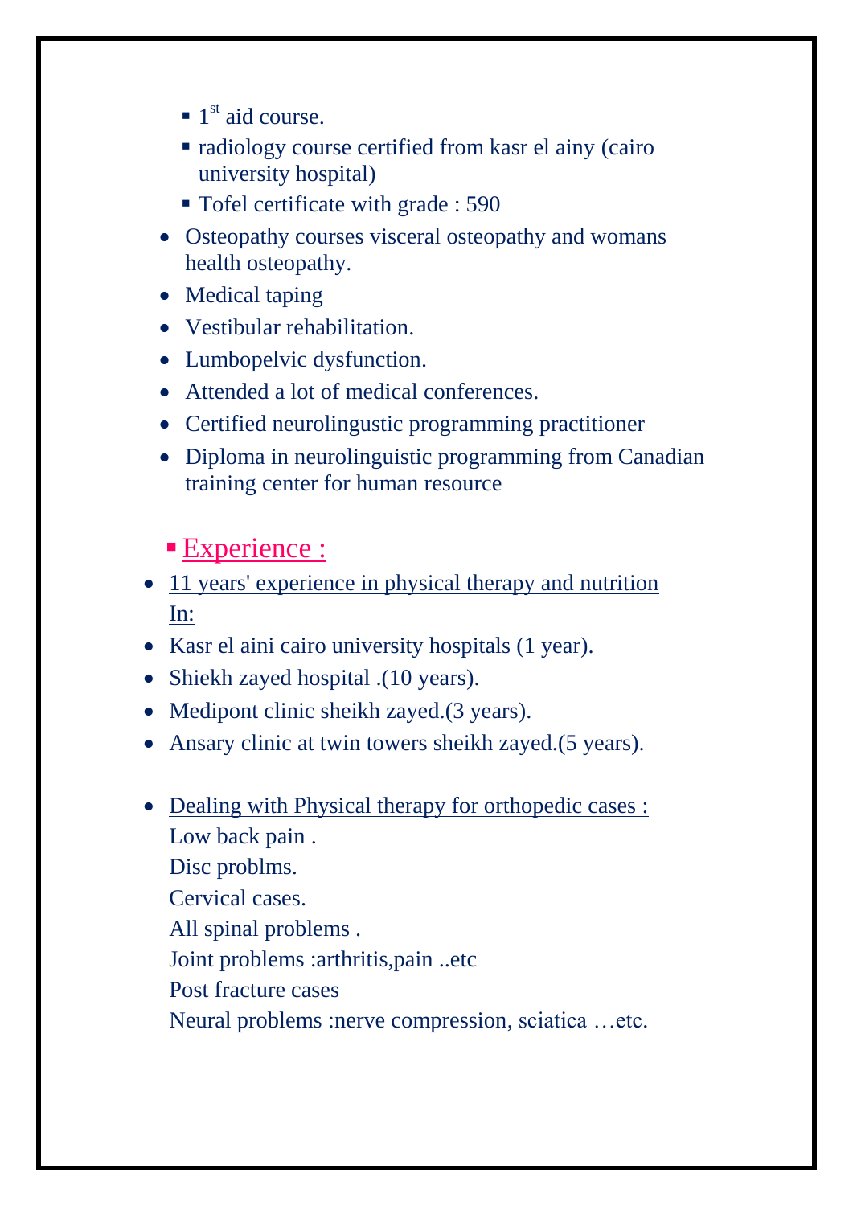- 1st aid course.
  - radiology course certified from kasr el ainy (cairo university hospital)
  - Tofel certificate with grade : 590
- Osteopathy courses visceral osteopathy and womans health osteopathy.
- Medical taping
- Vestibular rehabilitation.
- Lumbopelvic dysfunction.
- Attended a lot of medical conferences.
- Certified neurolingustic programming practitioner
- Diploma in neurolinguistic programming from Canadian training center for human resource

## Experience :

- 11 years' experience in physical therapy and nutrition In:
- Kasr el aini cairo university hospitals (1 year).
- Shiekh zayed hospital .(10 years).
- Medipont clinic sheikh zayed.(3 years).
- Ansary clinic at twin towers sheikh zayed.(5 years).

- Dealing with Physical therapy for orthopedic cases :
  Low back pain .
  Disc problms.
  Cervical cases.
  All spinal problems .
  Joint problems :arthritis,pain ..etc
  Post fracture cases
  Neural problems :nerve compression, sciatica …etc.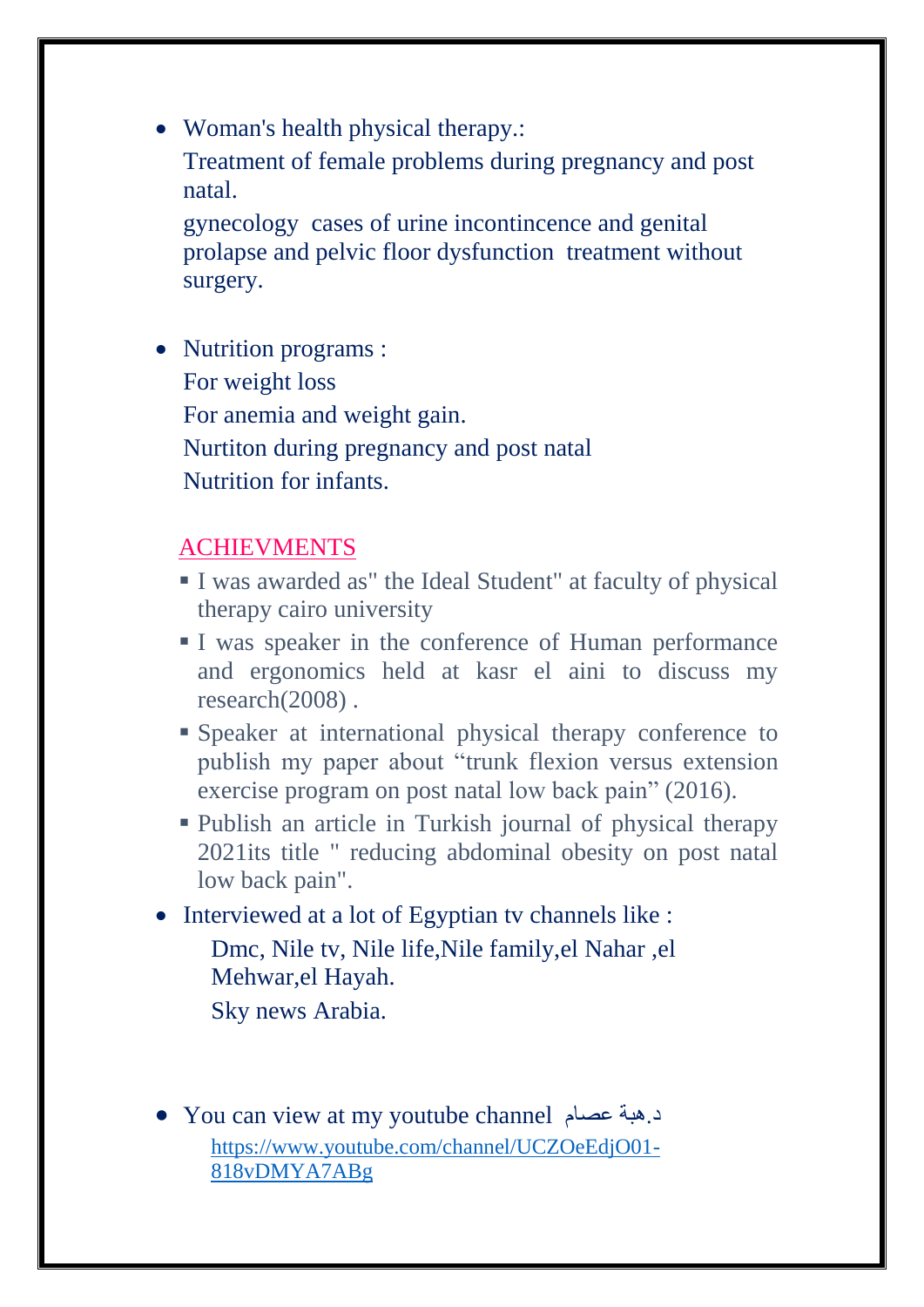- Woman's health physical therapy.:

  Treatment of female problems during pregnancy and post natal.

  gynecology cases of urine incontincence and genital prolapse and pelvic floor dysfunction treatment without surgery.

- Nutrition programs :

  For weight loss

  For anemia and weight gain.

  Nurtiton during pregnancy and post natal

  Nutrition for infants.

## ACHIEVMENTS

- I was awarded as" the Ideal Student" at faculty of physical therapy cairo university
- I was speaker in the conference of Human performance and ergonomics held at kasr el aini to discuss my research(2008) .
- Speaker at international physical therapy conference to publish my paper about “trunk flexion versus extension exercise program on post natal low back pain” (2016).
- Publish an article in Turkish journal of physical therapy 2021its title " reducing abdominal obesity on post natal low back pain".

- Interviewed at a lot of Egyptian tv channels like :

  Dmc, Nile tv, Nile life,Nile family,el Nahar ,el Mehwar,el Hayah.

  Sky news Arabia.

- You can view at my youtube channel د.هبة عصام

  https://www.youtube.com/channel/UCZOeEdjO01-818vDMYA7ABg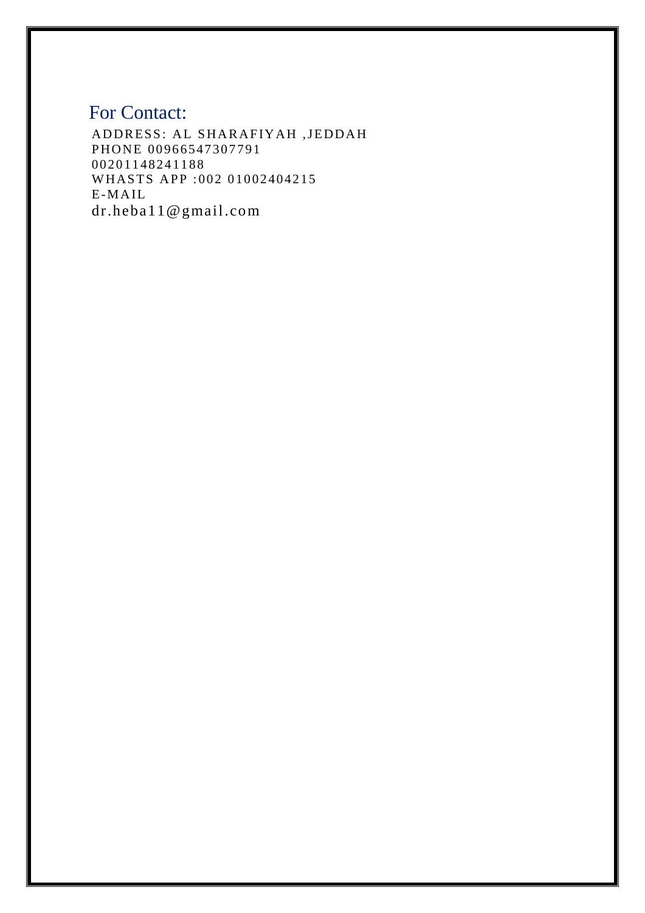## For Contact:

ADDRESS: AL SHARAFIYAH ,JEDDAH
PHONE 00966547307791
00201148241188
WHASTS APP :002 01002404215
E-MAIL
dr.heba11@gmail.com